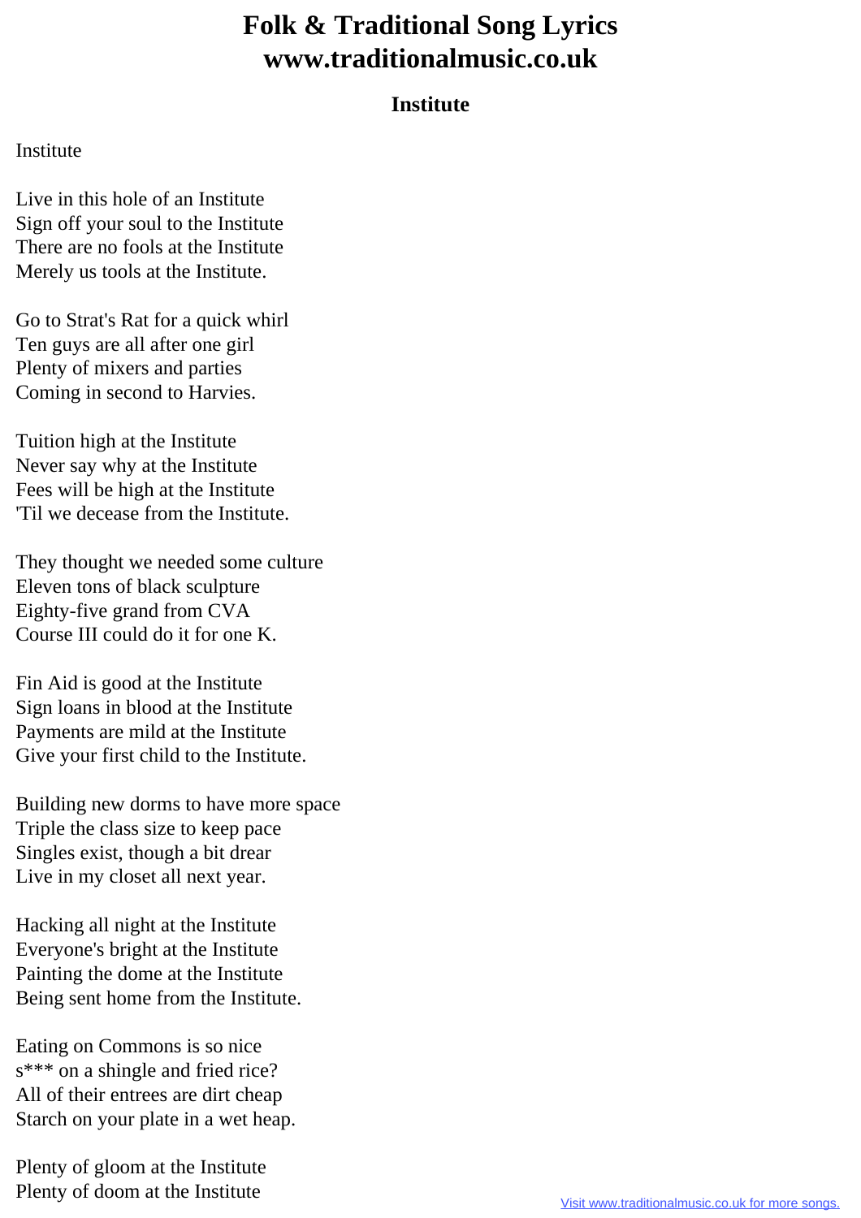# Folk & Traditional Song Lyrics
# www.traditionalmusic.co.uk

### Institute

Institute

Live in this hole of an Institute
Sign off your soul to the Institute
There are no fools at the Institute
Merely us tools at the Institute.

Go to Strat's Rat for a quick whirl
Ten guys are all after one girl
Plenty of mixers and parties
Coming in second to Harvies.

Tuition high at the Institute
Never say why at the Institute
Fees will be high at the Institute
'Til we decease from the Institute.

They thought we needed some culture
Eleven tons of black sculpture
Eighty-five grand from CVA
Course III could do it for one K.

Fin Aid is good at the Institute
Sign loans in blood at the Institute
Payments are mild at the Institute
Give your first child to the Institute.

Building new dorms to have more space
Triple the class size to keep pace
Singles exist, though a bit drear
Live in my closet all next year.

Hacking all night at the Institute
Everyone's bright at the Institute
Painting the dome at the Institute
Being sent home from the Institute.

Eating on Commons is so nice
s*** on a shingle and fried rice?
All of their entrees are dirt cheap
Starch on your plate in a wet heap.

Plenty of gloom at the Institute
Plenty of doom at the Institute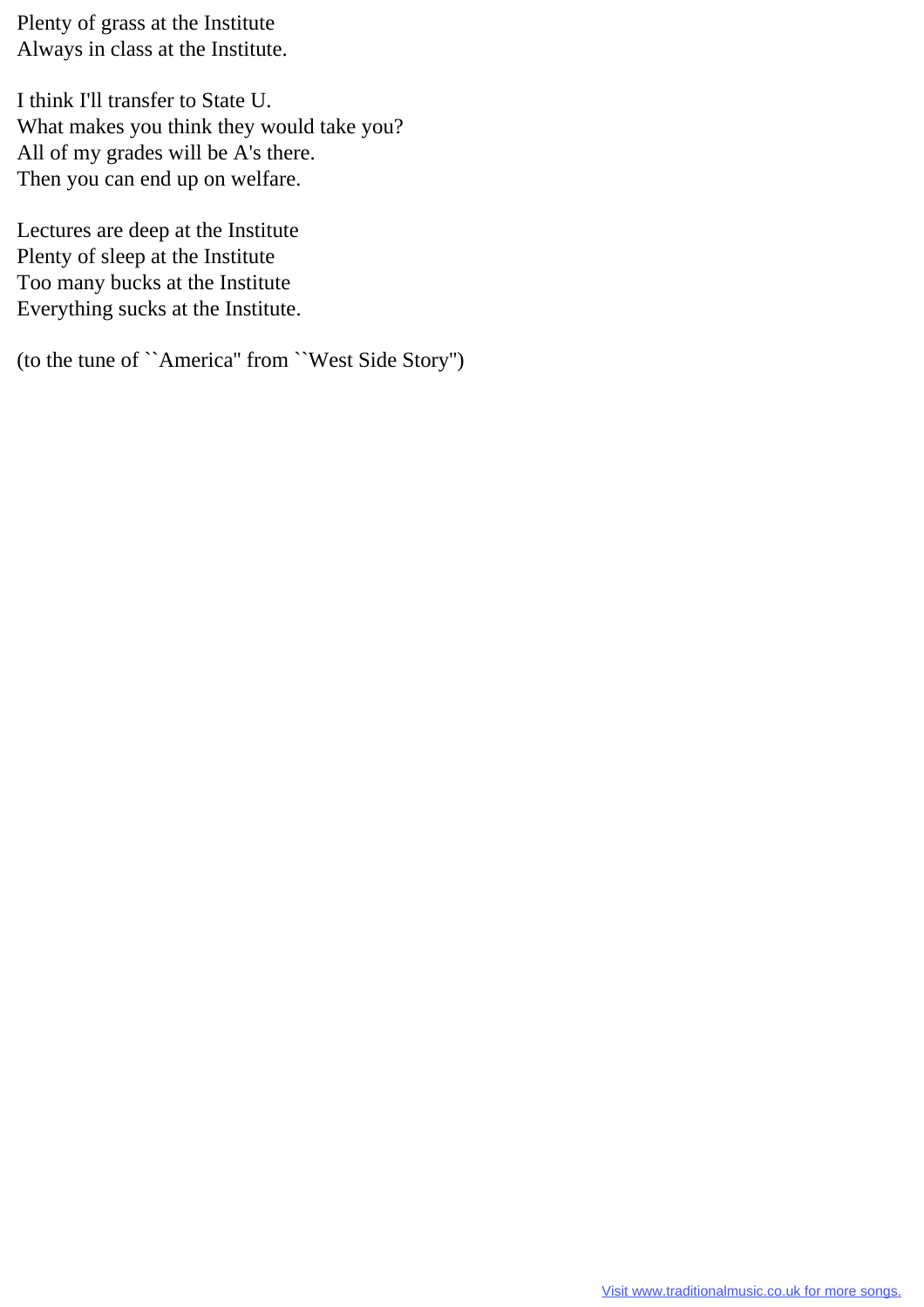Plenty of grass at the Institute
Always in class at the Institute.

I think I'll transfer to State U.
What makes you think they would take you?
All of my grades will be A's there.
Then you can end up on welfare.

Lectures are deep at the Institute
Plenty of sleep at the Institute
Too many bucks at the Institute
Everything sucks at the Institute.

(to the tune of ``America'' from ``West Side Story'')